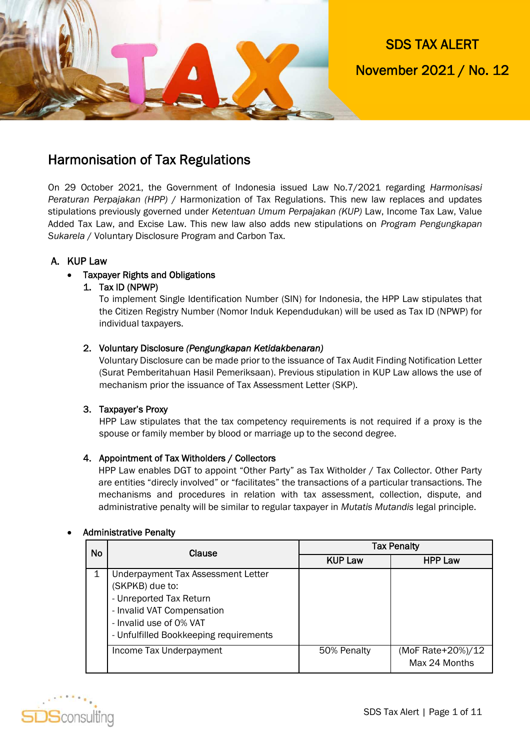SDS TAX ALERT

November 2021 / No. 12

# Harmonisation of Tax Regulations

On 29 October 2021, the Government of Indonesia issued Law No.7/2021 regarding *Harmonisasi Peraturan Perpajakan (HPP)* / Harmonization of Tax Regulations. This new law replaces and updates stipulations previously governed under *Ketentuan Umum Perpajakan (KUP)* Law, Income Tax Law, Value Added Tax Law, and Excise Law. This new law also adds new stipulations on *Program Pengungkapan Sukarela* / Voluntary Disclosure Program and Carbon Tax.

## A. KUP Law

- Taxpayer Rights and Obligations

  1. Tax ID (NPWP)
     To implement Single Identification Number (SIN) for Indonesia, the HPP Law stipulates that the Citizen Registry Number (Nomor Induk Kependudukan) will be used as Tax ID (NPWP) for individual taxpayers.

  2. Voluntary Disclosure *(Pengungkapan Ketidakbenaran)*
     Voluntary Disclosure can be made prior to the issuance of Tax Audit Finding Notification Letter (Surat Pemberitahuan Hasil Pemeriksaan). Previous stipulation in KUP Law allows the use of mechanism prior the issuance of Tax Assessment Letter (SKP).

  3. Taxpayer's Proxy
     HPP Law stipulates that the tax competency requirements is not required if a proxy is the spouse or family member by blood or marriage up to the second degree.

  4. Appointment of Tax Witholders / Collectors
     HPP Law enables DGT to appoint "Other Party" as Tax Witholder / Tax Collector. Other Party are entities "direcly involved" or "facilitates" the transactions of a particular transactions. The mechanisms and procedures in relation with tax assessment, collection, dispute, and administrative penalty will be similar to regular taxpayer in *Mutatis Mutandis* legal principle.

- Administrative Penalty

| No | Clause | Tax Penalty | |
|---|---|---|---|
| | | KUP Law | HPP Law |
| 1 | Underpayment Tax Assessment Letter (SKPKB) due to:<br>- Unreported Tax Return<br>- Invalid VAT Compensation<br>- Invalid use of 0% VAT<br>- Unfulfilled Bookkeeping requirements | | |
| | Income Tax Underpayment | 50% Penalty | (MoF Rate+20%)/12<br>Max 24 Months |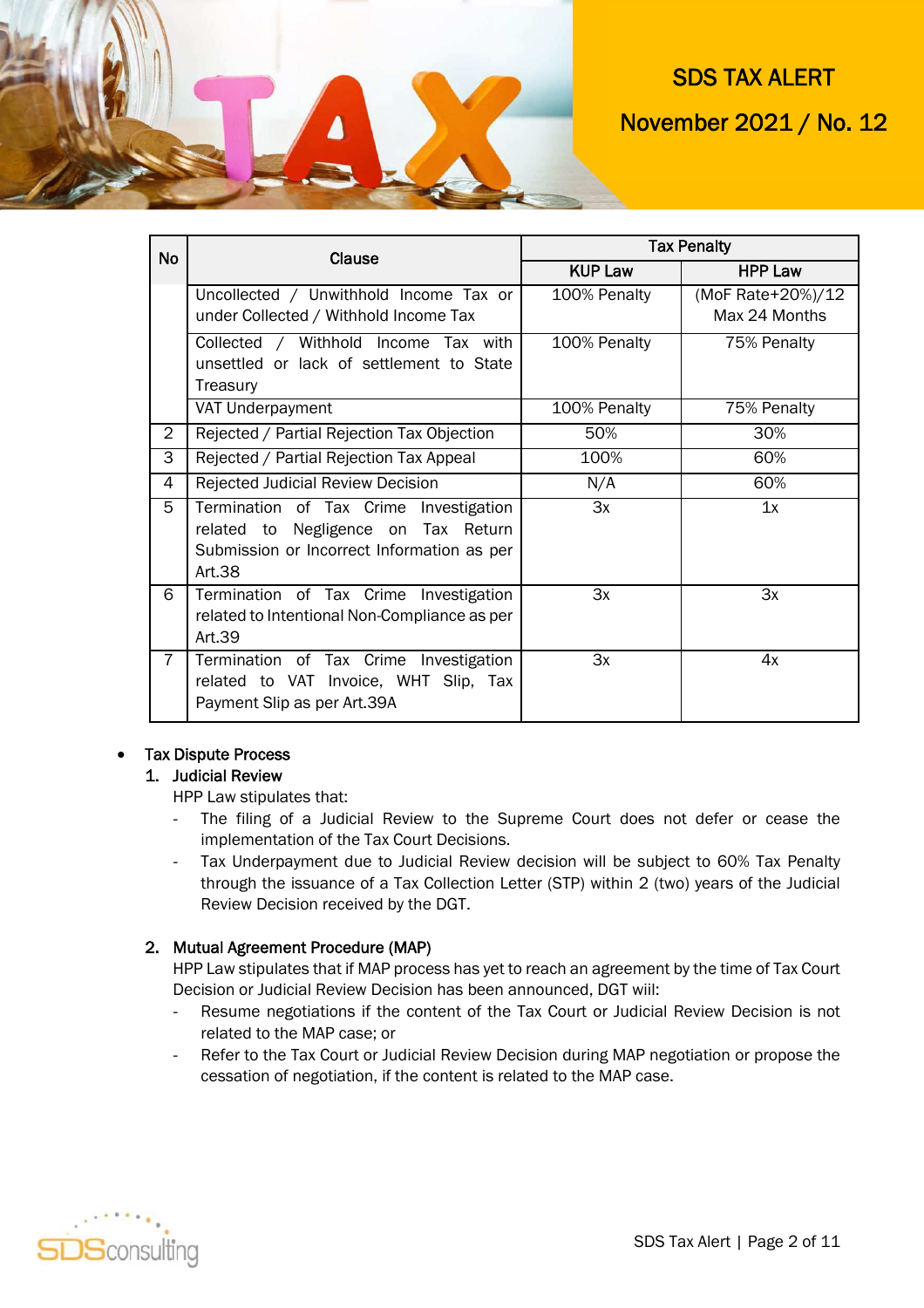| No | Clause | Tax Penalty | |
|---|---|---|---|
| | | KUP Law | HPP Law |
| | Uncollected / Unwithhold Income Tax or under Collected / Withhold Income Tax | 100% Penalty | (MoF Rate+20%)/12 Max 24 Months |
| | Collected / Withhold Income Tax with unsettled or lack of settlement to State Treasury | 100% Penalty | 75% Penalty |
| | VAT Underpayment | 100% Penalty | 75% Penalty |
| 2 | Rejected / Partial Rejection Tax Objection | 50% | 30% |
| 3 | Rejected / Partial Rejection Tax Appeal | 100% | 60% |
| 4 | Rejected Judicial Review Decision | N/A | 60% |
| 5 | Termination of Tax Crime Investigation related to Negligence on Tax Return Submission or Incorrect Information as per Art.38 | 3x | 1x |
| 6 | Termination of Tax Crime Investigation related to Intentional Non-Compliance as per Art.39 | 3x | 3x |
| 7 | Termination of Tax Crime Investigation related to VAT Invoice, WHT Slip, Tax Payment Slip as per Art.39A | 3x | 4x |

- **Tax Dispute Process**

  1. **Judicial Review**

     HPP Law stipulates that:

     - The filing of a Judicial Review to the Supreme Court does not defer or cease the implementation of the Tax Court Decisions.
     - Tax Underpayment due to Judicial Review decision will be subject to 60% Tax Penalty through the issuance of a Tax Collection Letter (STP) within 2 (two) years of the Judicial Review Decision received by the DGT.

  2. **Mutual Agreement Procedure (MAP)**

     HPP Law stipulates that if MAP process has yet to reach an agreement by the time of Tax Court Decision or Judicial Review Decision has been announced, DGT will:

     - Resume negotiations if the content of the Tax Court or Judicial Review Decision is not related to the MAP case; or
     - Refer to the Tax Court or Judicial Review Decision during MAP negotiation or propose the cessation of negotiation, if the content is related to the MAP case.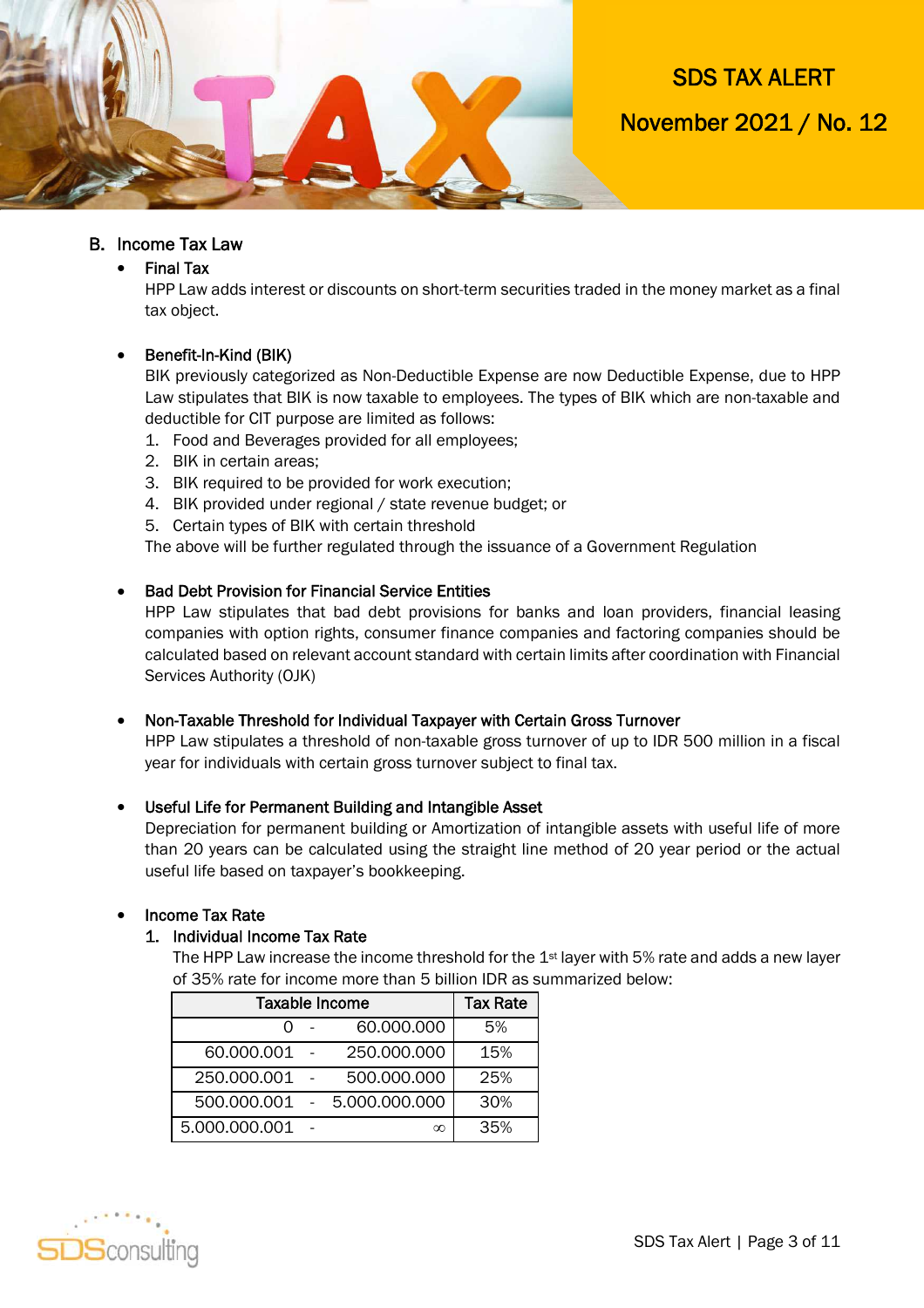## B. Income Tax Law

- **Final Tax**
  HPP Law adds interest or discounts on short-term securities traded in the money market as a final tax object.

- **Benefit-In-Kind (BIK)**
  BIK previously categorized as Non-Deductible Expense are now Deductible Expense, due to HPP Law stipulates that BIK is now taxable to employees. The types of BIK which are non-taxable and deductible for CIT purpose are limited as follows:
  1. Food and Beverages provided for all employees;
  2. BIK in certain areas;
  3. BIK required to be provided for work execution;
  4. BIK provided under regional / state revenue budget; or
  5. Certain types of BIK with certain threshold

  The above will be further regulated through the issuance of a Government Regulation

- **Bad Debt Provision for Financial Service Entities**
  HPP Law stipulates that bad debt provisions for banks and loan providers, financial leasing companies with option rights, consumer finance companies and factoring companies should be calculated based on relevant account standard with certain limits after coordination with Financial Services Authority (OJK)

- **Non-Taxable Threshold for Individual Taxpayer with Certain Gross Turnover**
  HPP Law stipulates a threshold of non-taxable gross turnover of up to IDR 500 million in a fiscal year for individuals with certain gross turnover subject to final tax.

- **Useful Life for Permanent Building and Intangible Asset**
  Depreciation for permanent building or Amortization of intangible assets with useful life of more than 20 years can be calculated using the straight line method of 20 year period or the actual useful life based on taxpayer's bookkeeping.

- **Income Tax Rate**
  1. **Individual Income Tax Rate**
     The HPP Law increase the income threshold for the 1st layer with 5% rate and adds a new layer of 35% rate for income more than 5 billion IDR as summarized below:

| Taxable Income | Tax Rate |
|---|---|
| 0 - 60.000.000 | 5% |
| 60.000.001 - 250.000.000 | 15% |
| 250.000.001 - 500.000.000 | 25% |
| 500.000.001 - 5.000.000.000 | 30% |
| 5.000.000.001 - ∞ | 35% |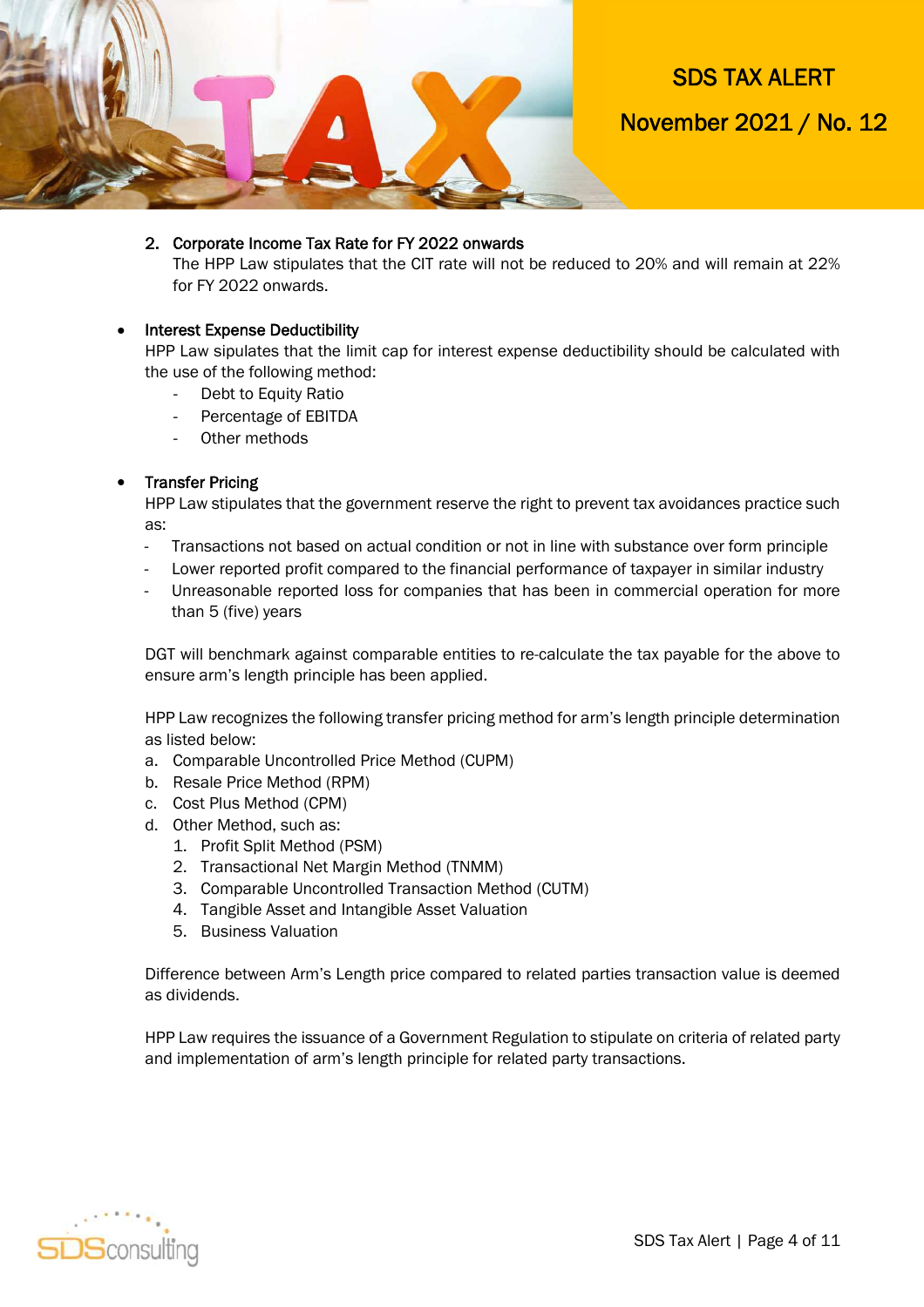2. **Corporate Income Tax Rate for FY 2022 onwards**
   The HPP Law stipulates that the CIT rate will not be reduced to 20% and will remain at 22% for FY 2022 onwards.

- **Interest Expense Deductibility**
  HPP Law sipulates that the limit cap for interest expense deductibility should be calculated with the use of the following method:
    - Debt to Equity Ratio
    - Percentage of EBITDA
    - Other methods

- **Transfer Pricing**
  HPP Law stipulates that the government reserve the right to prevent tax avoidances practice such as:
  - Transactions not based on actual condition or not in line with substance over form principle
  - Lower reported profit compared to the financial performance of taxpayer in similar industry
  - Unreasonable reported loss for companies that has been in commercial operation for more than 5 (five) years

  DGT will benchmark against comparable entities to re-calculate the tax payable for the above to ensure arm's length principle has been applied.

  HPP Law recognizes the following transfer pricing method for arm's length principle determination as listed below:
  a. Comparable Uncontrolled Price Method (CUPM)
  b. Resale Price Method (RPM)
  c. Cost Plus Method (CPM)
  d. Other Method, such as:
     1. Profit Split Method (PSM)
     2. Transactional Net Margin Method (TNMM)
     3. Comparable Uncontrolled Transaction Method (CUTM)
     4. Tangible Asset and Intangible Asset Valuation
     5. Business Valuation

  Difference between Arm's Length price compared to related parties transaction value is deemed as dividends.

  HPP Law requires the issuance of a Government Regulation to stipulate on criteria of related party and implementation of arm's length principle for related party transactions.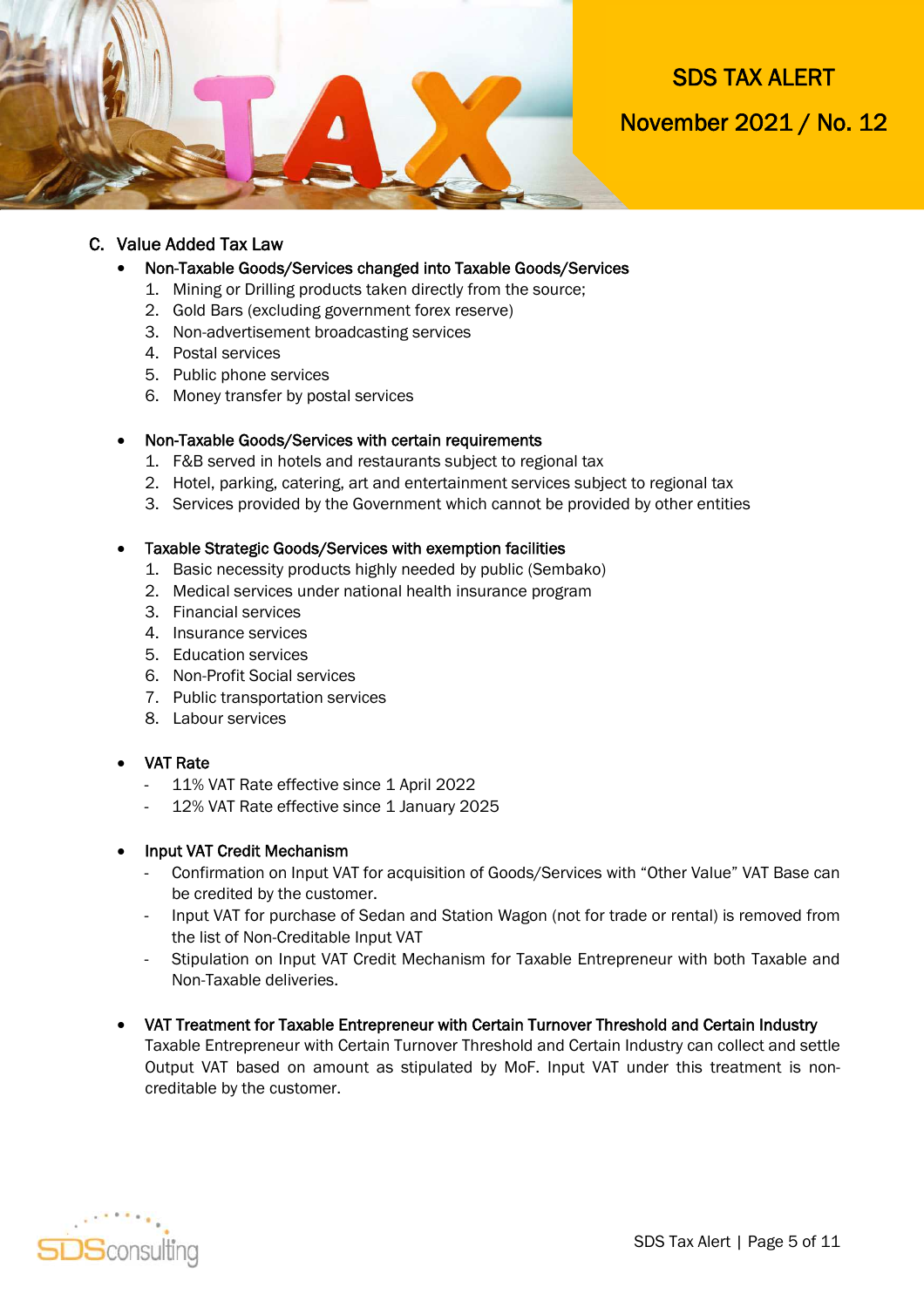## C. Value Added Tax Law

- **Non-Taxable Goods/Services changed into Taxable Goods/Services**
  1. Mining or Drilling products taken directly from the source;
  2. Gold Bars (excluding government forex reserve)
  3. Non-advertisement broadcasting services
  4. Postal services
  5. Public phone services
  6. Money transfer by postal services

- **Non-Taxable Goods/Services with certain requirements**
  1. F&B served in hotels and restaurants subject to regional tax
  2. Hotel, parking, catering, art and entertainment services subject to regional tax
  3. Services provided by the Government which cannot be provided by other entities

- **Taxable Strategic Goods/Services with exemption facilities**
  1. Basic necessity products highly needed by public (Sembako)
  2. Medical services under national health insurance program
  3. Financial services
  4. Insurance services
  5. Education services
  6. Non-Profit Social services
  7. Public transportation services
  8. Labour services

- **VAT Rate**
  - 11% VAT Rate effective since 1 April 2022
  - 12% VAT Rate effective since 1 January 2025

- **Input VAT Credit Mechanism**
  - Confirmation on Input VAT for acquisition of Goods/Services with "Other Value" VAT Base can be credited by the customer.
  - Input VAT for purchase of Sedan and Station Wagon (not for trade or rental) is removed from the list of Non-Creditable Input VAT
  - Stipulation on Input VAT Credit Mechanism for Taxable Entrepreneur with both Taxable and Non-Taxable deliveries.

- **VAT Treatment for Taxable Entrepreneur with Certain Turnover Threshold and Certain Industry**
  
  Taxable Entrepreneur with Certain Turnover Threshold and Certain Industry can collect and settle Output VAT based on amount as stipulated by MoF. Input VAT under this treatment is non-creditable by the customer.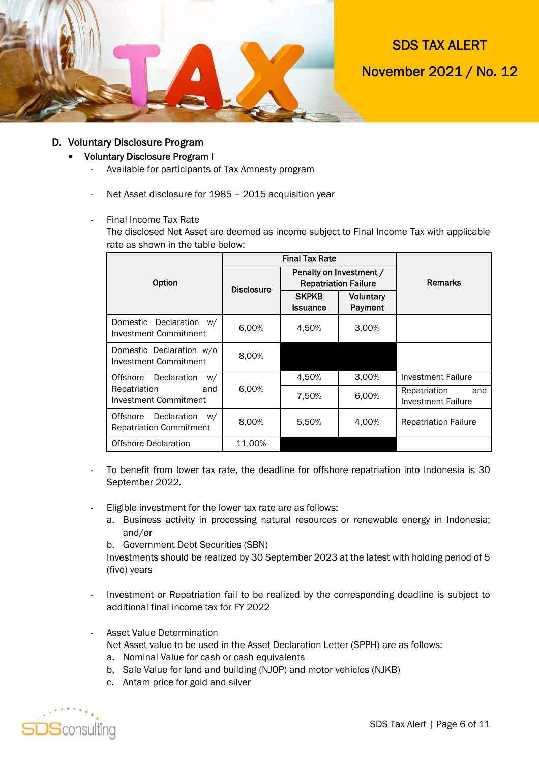## D. Voluntary Disclosure Program

- **Voluntary Disclosure Program I**
  - Available for participants of Tax Amnesty program
  - Net Asset disclosure for 1985 – 2015 acquisition year
  - Final Income Tax Rate
    The disclosed Net Asset are deemed as income subject to Final Income Tax with applicable rate as shown in the table below:

| Option | Final Tax Rate | | | Remarks |
|---|---|---|---|---|
| | Disclosure | Penalty on Investment / Repatriation Failure | | |
| | | SKPKB Issuance | Voluntary Payment | |
| Domestic Declaration w/ Investment Commitment | 6,00% | 4,50% | 3,00% | |
| Domestic Declaration w/o Investment Commitment | 8,00% | | | |
| Offshore Declaration w/ Repatriation and Investment Commitment | 6,00% | 4,50% | 3,00% | Investment Failure |
| | | 7,50% | 6,00% | Repatriation and Investment Failure |
| Offshore Declaration w/ Repatriation Commitment | 8,00% | 5,50% | 4,00% | Repatriation Failure |
| Offshore Declaration | 11,00% | | | |

  - To benefit from lower tax rate, the deadline for offshore repatriation into Indonesia is 30 September 2022.
  - Eligible investment for the lower tax rate are as follows:
    a. Business activity in processing natural resources or renewable energy in Indonesia; and/or
    b. Government Debt Securities (SBN)
    Investments should be realized by 30 September 2023 at the latest with holding period of 5 (five) years
  - Investment or Repatriation fail to be realized by the corresponding deadline is subject to additional final income tax for FY 2022
  - Asset Value Determination
    Net Asset value to be used in the Asset Declaration Letter (SPPH) are as follows:
    a. Nominal Value for cash or cash equivalents
    b. Sale Value for land and building (NJOP) and motor vehicles (NJKB)
    c. Antam price for gold and silver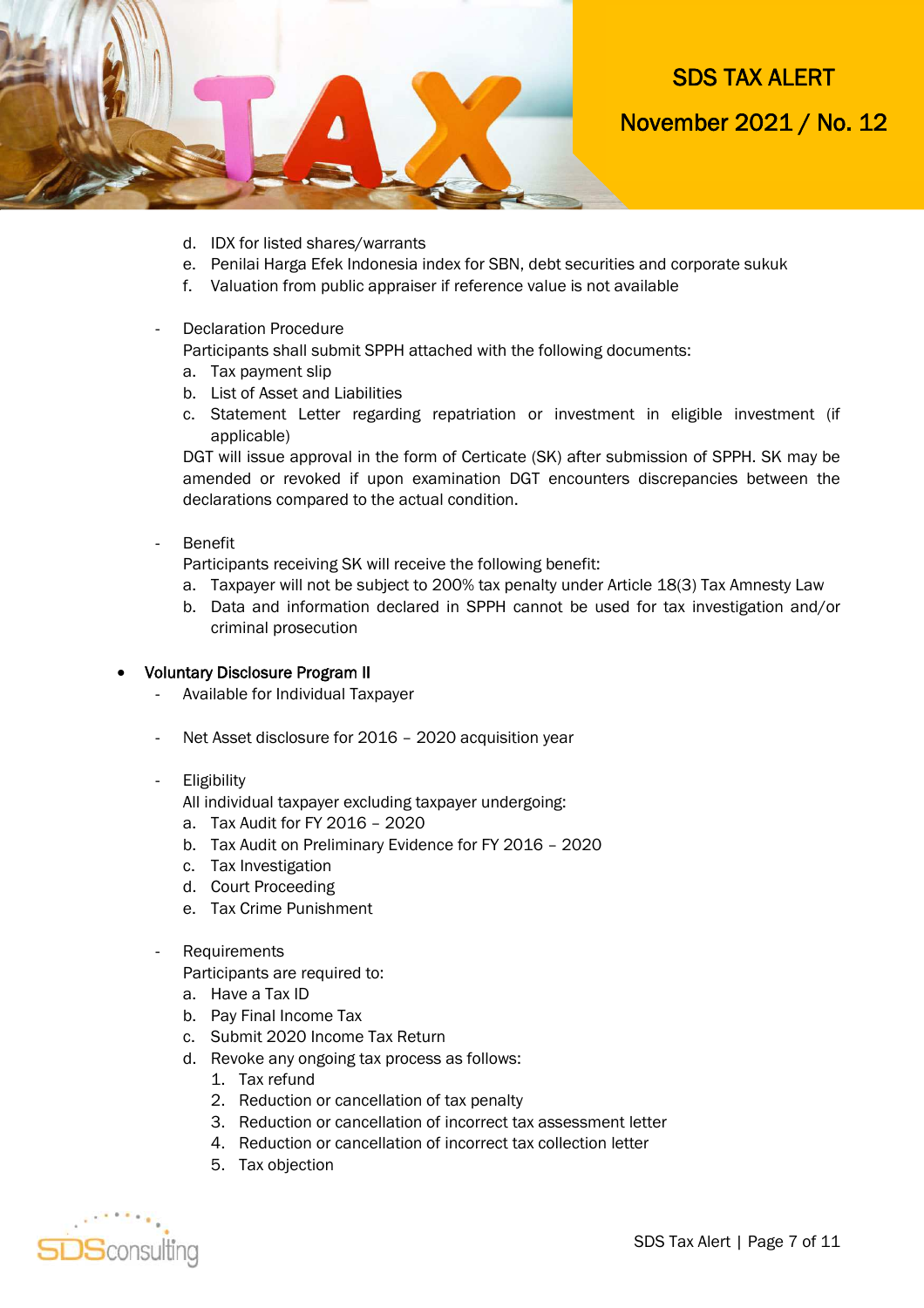d. IDX for listed shares/warrants
e. Penilai Harga Efek Indonesia index for SBN, debt securities and corporate sukuk
f. Valuation from public appraiser if reference value is not available

- Declaration Procedure
  Participants shall submit SPPH attached with the following documents:
  a. Tax payment slip
  b. List of Asset and Liabilities
  c. Statement Letter regarding repatriation or investment in eligible investment (if applicable)

  DGT will issue approval in the form of Certicate (SK) after submission of SPPH. SK may be amended or revoked if upon examination DGT encounters discrepancies between the declarations compared to the actual condition.

- Benefit
  Participants receiving SK will receive the following benefit:
  a. Taxpayer will not be subject to 200% tax penalty under Article 18(3) Tax Amnesty Law
  b. Data and information declared in SPPH cannot be used for tax investigation and/or criminal prosecution

- **Voluntary Disclosure Program II**
  - Available for Individual Taxpayer
  - Net Asset disclosure for 2016 – 2020 acquisition year
  - Eligibility
    All individual taxpayer excluding taxpayer undergoing:
    a. Tax Audit for FY 2016 – 2020
    b. Tax Audit on Preliminary Evidence for FY 2016 – 2020
    c. Tax Investigation
    d. Court Proceeding
    e. Tax Crime Punishment
  - Requirements
    Participants are required to:
    a. Have a Tax ID
    b. Pay Final Income Tax
    c. Submit 2020 Income Tax Return
    d. Revoke any ongoing tax process as follows:
       1. Tax refund
       2. Reduction or cancellation of tax penalty
       3. Reduction or cancellation of incorrect tax assessment letter
       4. Reduction or cancellation of incorrect tax collection letter
       5. Tax objection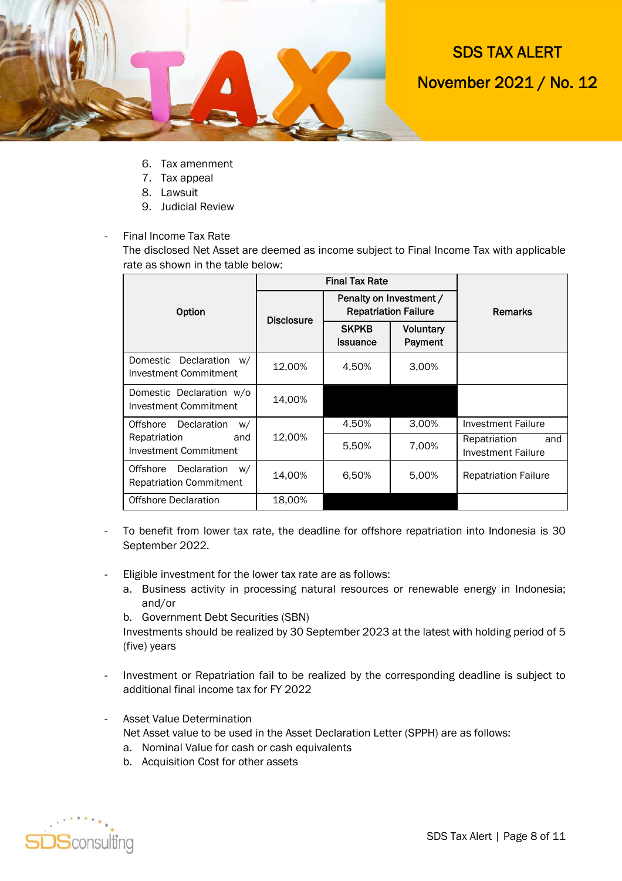6. Tax amenment
7. Tax appeal
8. Lawsuit
9. Judicial Review

- Final Income Tax Rate
  The disclosed Net Asset are deemed as income subject to Final Income Tax with applicable rate as shown in the table below:

| Option | Final Tax Rate | | | Remarks |
|---|---|---|---|---|
| | Disclosure | Penalty on Investment / Repatriation Failure | | |
| | | SKPKB Issuance | Voluntary Payment | |
| Domestic Declaration w/ Investment Commitment | 12,00% | 4,50% | 3,00% | |
| Domestic Declaration w/o Investment Commitment | 14,00% | | | |
| Offshore Declaration w/ Repatriation and Investment Commitment | 12,00% | 4,50% | 3,00% | Investment Failure |
| | | 5,50% | 7,00% | Repatriation and Investment Failure |
| Offshore Declaration w/ Repatriation Commitment | 14,00% | 6,50% | 5,00% | Repatriation Failure |
| Offshore Declaration | 18,00% | | | |

- To benefit from lower tax rate, the deadline for offshore repatriation into Indonesia is 30 September 2022.

- Eligible investment for the lower tax rate are as follows:
  a. Business activity in processing natural resources or renewable energy in Indonesia; and/or
  b. Government Debt Securities (SBN)

  Investments should be realized by 30 September 2023 at the latest with holding period of 5 (five) years

- Investment or Repatriation fail to be realized by the corresponding deadline is subject to additional final income tax for FY 2022

- Asset Value Determination
  Net Asset value to be used in the Asset Declaration Letter (SPPH) are as follows:
  a. Nominal Value for cash or cash equivalents
  b. Acquisition Cost for other assets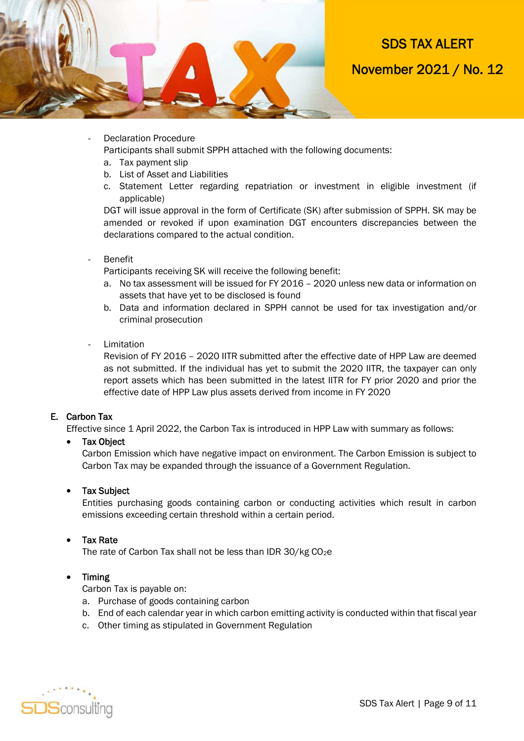- Declaration Procedure
  Participants shall submit SPPH attached with the following documents:
  a. Tax payment slip
  b. List of Asset and Liabilities
  c. Statement Letter regarding repatriation or investment in eligible investment (if applicable)

  DGT will issue approval in the form of Certificate (SK) after submission of SPPH. SK may be amended or revoked if upon examination DGT encounters discrepancies between the declarations compared to the actual condition.

- Benefit
  Participants receiving SK will receive the following benefit:
  a. No tax assessment will be issued for FY 2016 – 2020 unless new data or information on assets that have yet to be disclosed is found
  b. Data and information declared in SPPH cannot be used for tax investigation and/or criminal prosecution

- Limitation
  Revision of FY 2016 – 2020 IITR submitted after the effective date of HPP Law are deemed as not submitted. If the individual has yet to submit the 2020 IITR, the taxpayer can only report assets which has been submitted in the latest IITR for FY prior 2020 and prior the effective date of HPP Law plus assets derived from income in FY 2020

**E. Carbon Tax**

Effective since 1 April 2022, the Carbon Tax is introduced in HPP Law with summary as follows:

- **Tax Object**
  Carbon Emission which have negative impact on environment. The Carbon Emission is subject to Carbon Tax may be expanded through the issuance of a Government Regulation.

- **Tax Subject**
  Entities purchasing goods containing carbon or conducting activities which result in carbon emissions exceeding certain threshold within a certain period.

- **Tax Rate**
  The rate of Carbon Tax shall not be less than IDR 30/kg $CO_2e$

- **Timing**
  Carbon Tax is payable on:
  a. Purchase of goods containing carbon
  b. End of each calendar year in which carbon emitting activity is conducted within that fiscal year
  c. Other timing as stipulated in Government Regulation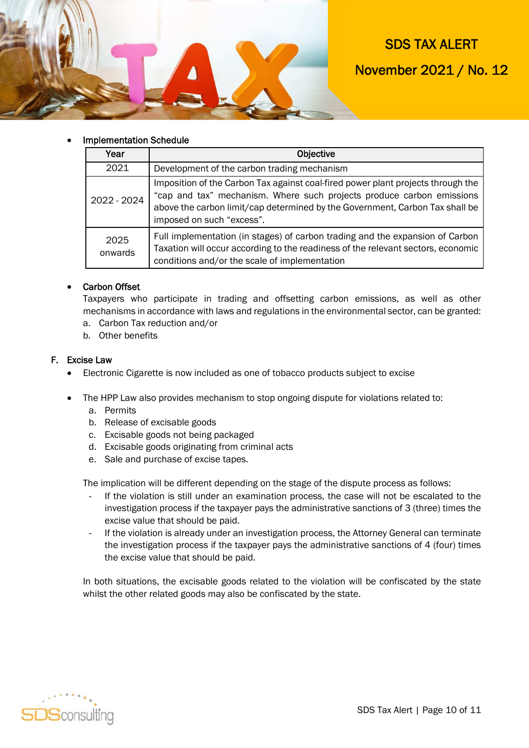- **Implementation Schedule**

| Year | Objective |
|---|---|
| 2021 | Development of the carbon trading mechanism |
| 2022 - 2024 | Imposition of the Carbon Tax against coal-fired power plant projects through the "cap and tax" mechanism. Where such projects produce carbon emissions above the carbon limit/cap determined by the Government, Carbon Tax shall be imposed on such "excess". |
| 2025 onwards | Full implementation (in stages) of carbon trading and the expansion of Carbon Taxation will occur according to the readiness of the relevant sectors, economic conditions and/or the scale of implementation |

- **Carbon Offset**

  Taxpayers who participate in trading and offsetting carbon emissions, as well as other mechanisms in accordance with laws and regulations in the environmental sector, can be granted:

  a. Carbon Tax reduction and/or
  b. Other benefits

## F. Excise Law

- Electronic Cigarette is now included as one of tobacco products subject to excise

- The HPP Law also provides mechanism to stop ongoing dispute for violations related to:
  a. Permits
  b. Release of excisable goods
  c. Excisable goods not being packaged
  d. Excisable goods originating from criminal acts
  e. Sale and purchase of excise tapes.

  The implication will be different depending on the stage of the dispute process as follows:

  - If the violation is still under an examination process, the case will not be escalated to the investigation process if the taxpayer pays the administrative sanctions of 3 (three) times the excise value that should be paid.
  - If the violation is already under an investigation process, the Attorney General can terminate the investigation process if the taxpayer pays the administrative sanctions of 4 (four) times the excise value that should be paid.

  In both situations, the excisable goods related to the violation will be confiscated by the state whilst the other related goods may also be confiscated by the state.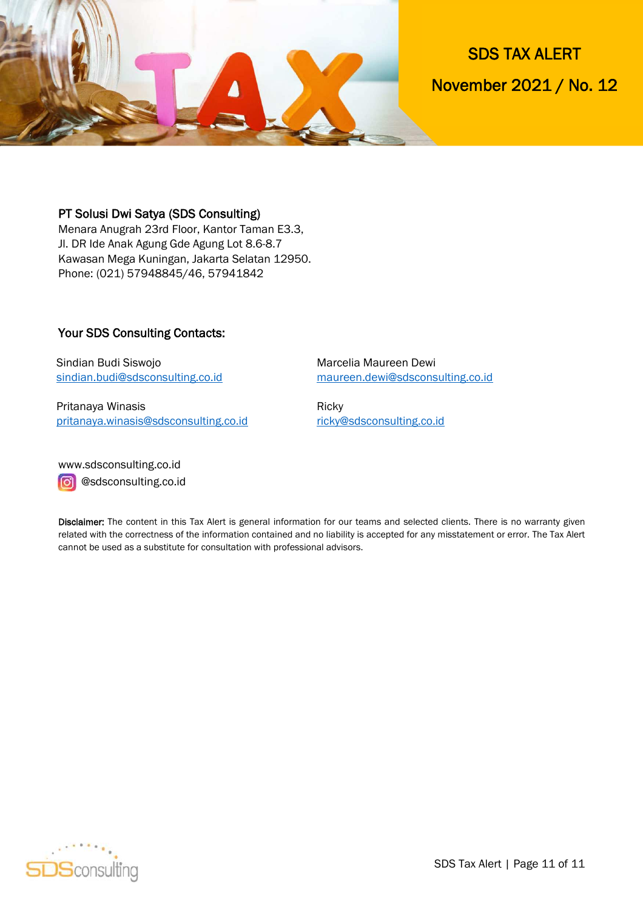SDS TAX ALERT

November 2021 / No. 12

**PT Solusi Dwi Satya (SDS Consulting)**
Menara Anugrah 23rd Floor, Kantor Taman E3.3,
Jl. DR Ide Anak Agung Gde Agung Lot 8.6-8.7
Kawasan Mega Kuningan, Jakarta Selatan 12950.
Phone: (021) 57948845/46, 57941842

**Your SDS Consulting Contacts:**

Sindian Budi Siswojo
sindian.budi@sdsconsulting.co.id

Pritanaya Winasis
pritanaya.winasis@sdsconsulting.co.id

Marcelia Maureen Dewi
maureen.dewi@sdsconsulting.co.id

Ricky
ricky@sdsconsulting.co.id

www.sdsconsulting.co.id
@sdsconsulting.co.id

**Disclaimer:** The content in this Tax Alert is general information for our teams and selected clients. There is no warranty given related with the correctness of the information contained and no liability is accepted for any misstatement or error. The Tax Alert cannot be used as a substitute for consultation with professional advisors.